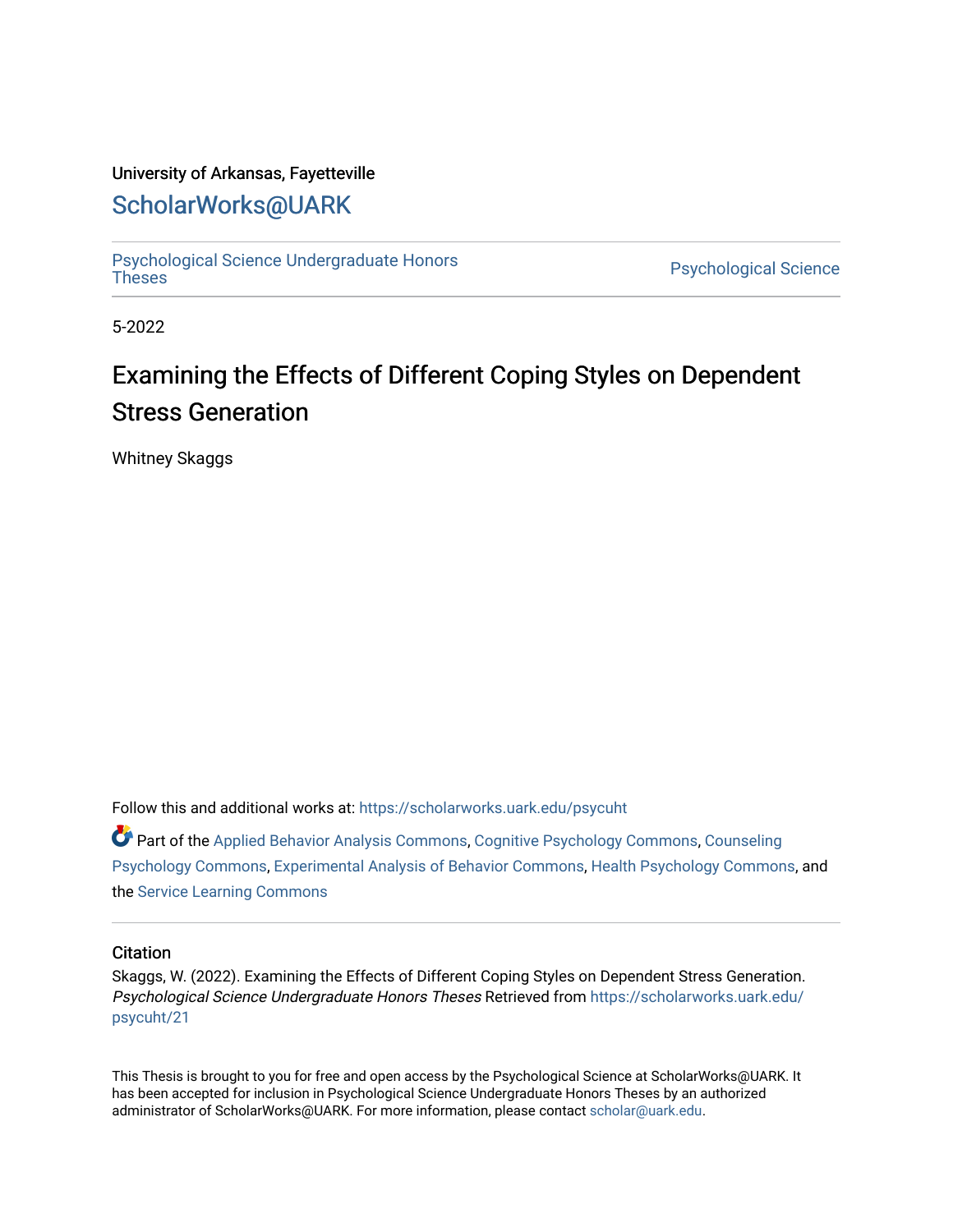University of Arkansas, Fayetteville

# ScholarWorks@UARK

Psychological Science Undergraduate Honors Theses

Psychological Science

5-2022

# Examining the Effects of Different Coping Styles on Dependent Stress Generation

Whitney Skaggs

Follow this and additional works at: https://scholarworks.uark.edu/psycuht

Part of the Applied Behavior Analysis Commons, Cognitive Psychology Commons, Counseling Psychology Commons, Experimental Analysis of Behavior Commons, Health Psychology Commons, and the Service Learning Commons

## Citation

Skaggs, W. (2022). Examining the Effects of Different Coping Styles on Dependent Stress Generation. *Psychological Science Undergraduate Honors Theses* Retrieved from https://scholarworks.uark.edu/psycuht/21

This Thesis is brought to you for free and open access by the Psychological Science at ScholarWorks@UARK. It has been accepted for inclusion in Psychological Science Undergraduate Honors Theses by an authorized administrator of ScholarWorks@UARK. For more information, please contact scholar@uark.edu.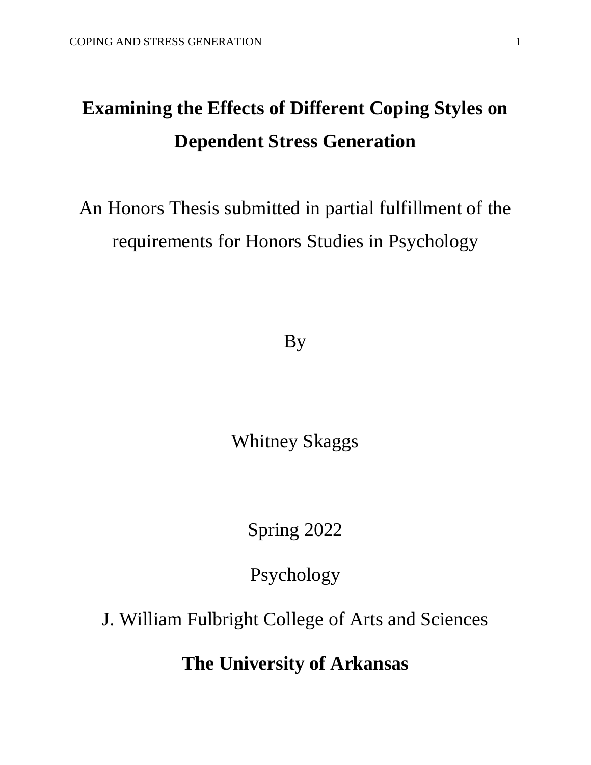# Examining the Effects of Different Coping Styles on Dependent Stress Generation

An Honors Thesis submitted in partial fulfillment of the requirements for Honors Studies in Psychology

By

Whitney Skaggs

Spring 2022

Psychology

J. William Fulbright College of Arts and Sciences

**The University of Arkansas**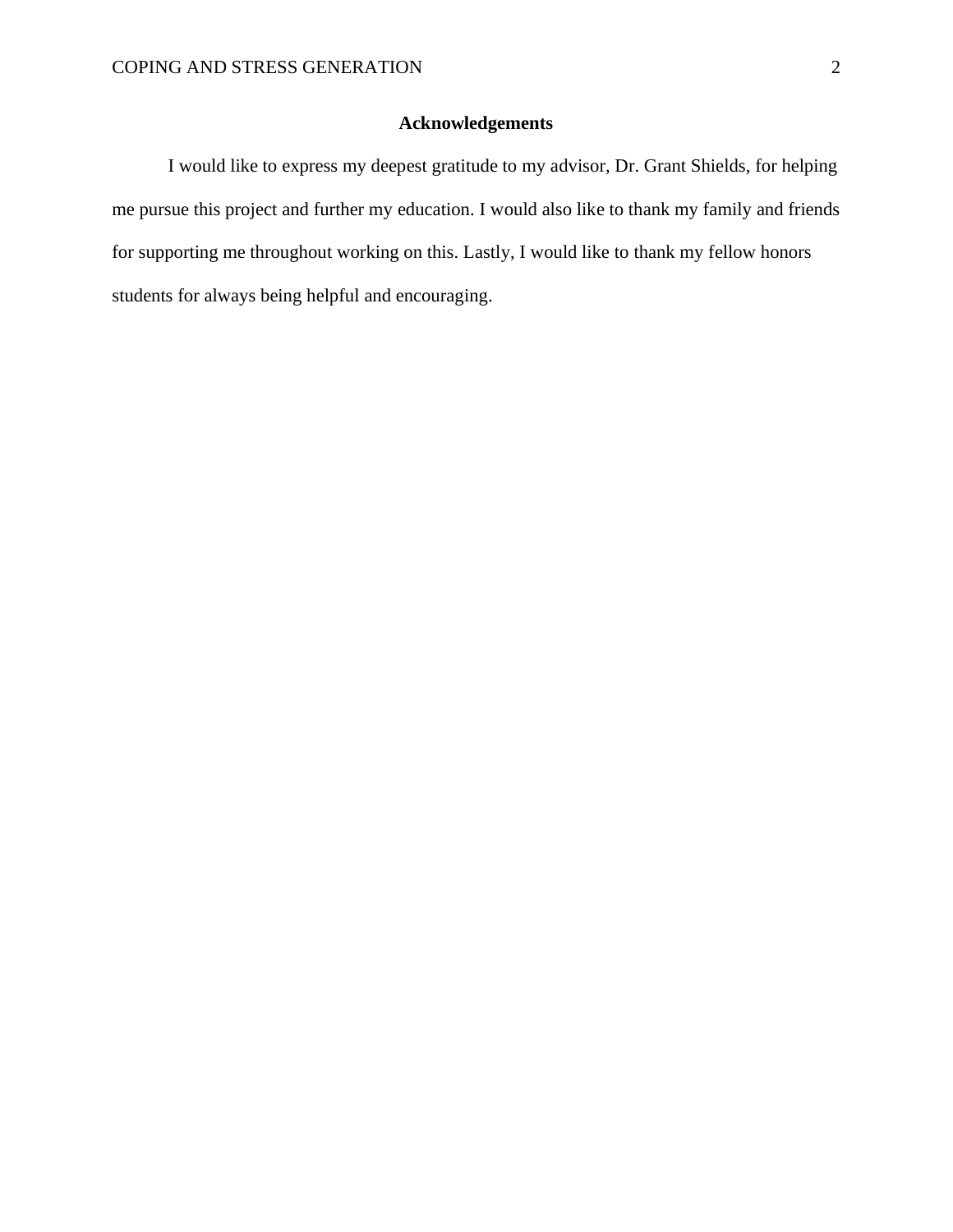# Acknowledgements

I would like to express my deepest gratitude to my advisor, Dr. Grant Shields, for helping me pursue this project and further my education. I would also like to thank my family and friends for supporting me throughout working on this. Lastly, I would like to thank my fellow honors students for always being helpful and encouraging.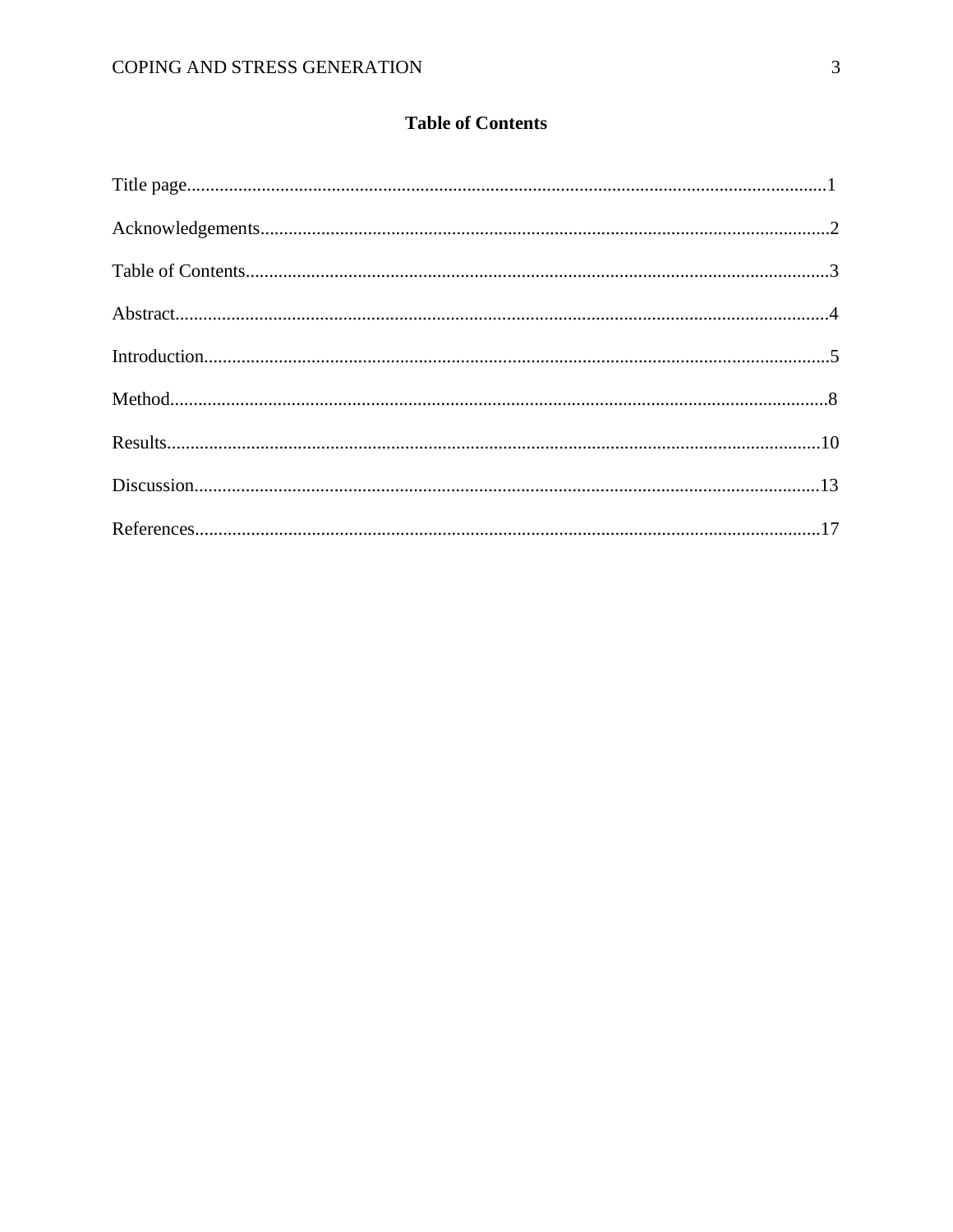## Table of Contents

Title page......................................................................................................................................1

Acknowledgements.........................................................................................................................2

Table of Contents............................................................................................................................3

Abstract...........................................................................................................................................4

Introduction.....................................................................................................................................5

Method............................................................................................................................................8

Results...........................................................................................................................................10

Discussion.....................................................................................................................................13

References.....................................................................................................................................17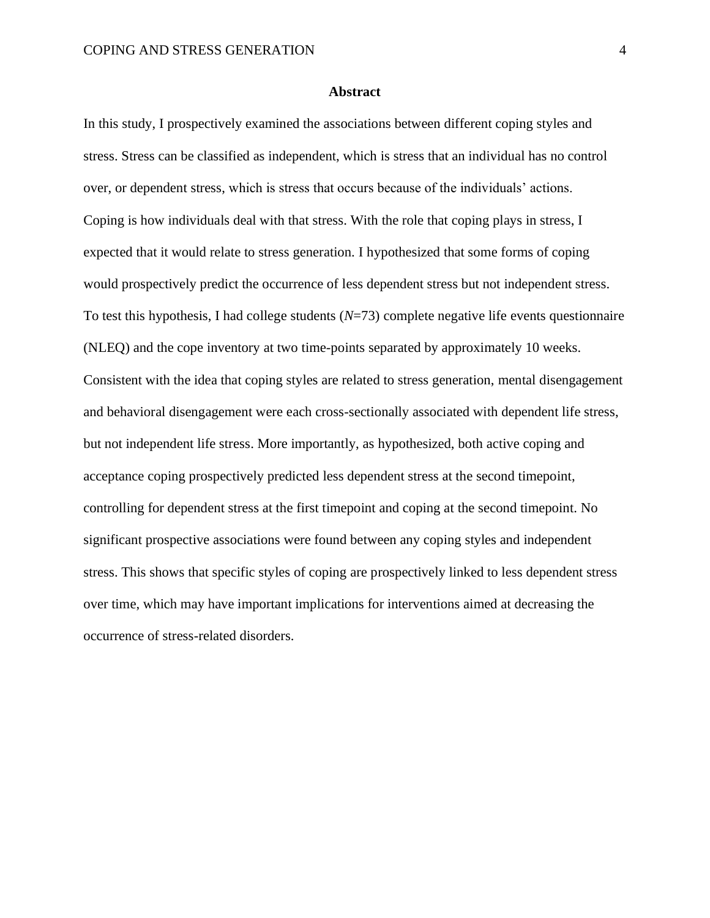## Abstract

In this study, I prospectively examined the associations between different coping styles and stress. Stress can be classified as independent, which is stress that an individual has no control over, or dependent stress, which is stress that occurs because of the individuals' actions. Coping is how individuals deal with that stress. With the role that coping plays in stress, I expected that it would relate to stress generation. I hypothesized that some forms of coping would prospectively predict the occurrence of less dependent stress but not independent stress. To test this hypothesis, I had college students ($N$=73) complete negative life events questionnaire (NLEQ) and the cope inventory at two time-points separated by approximately 10 weeks. Consistent with the idea that coping styles are related to stress generation, mental disengagement and behavioral disengagement were each cross-sectionally associated with dependent life stress, but not independent life stress. More importantly, as hypothesized, both active coping and acceptance coping prospectively predicted less dependent stress at the second timepoint, controlling for dependent stress at the first timepoint and coping at the second timepoint. No significant prospective associations were found between any coping styles and independent stress. This shows that specific styles of coping are prospectively linked to less dependent stress over time, which may have important implications for interventions aimed at decreasing the occurrence of stress-related disorders.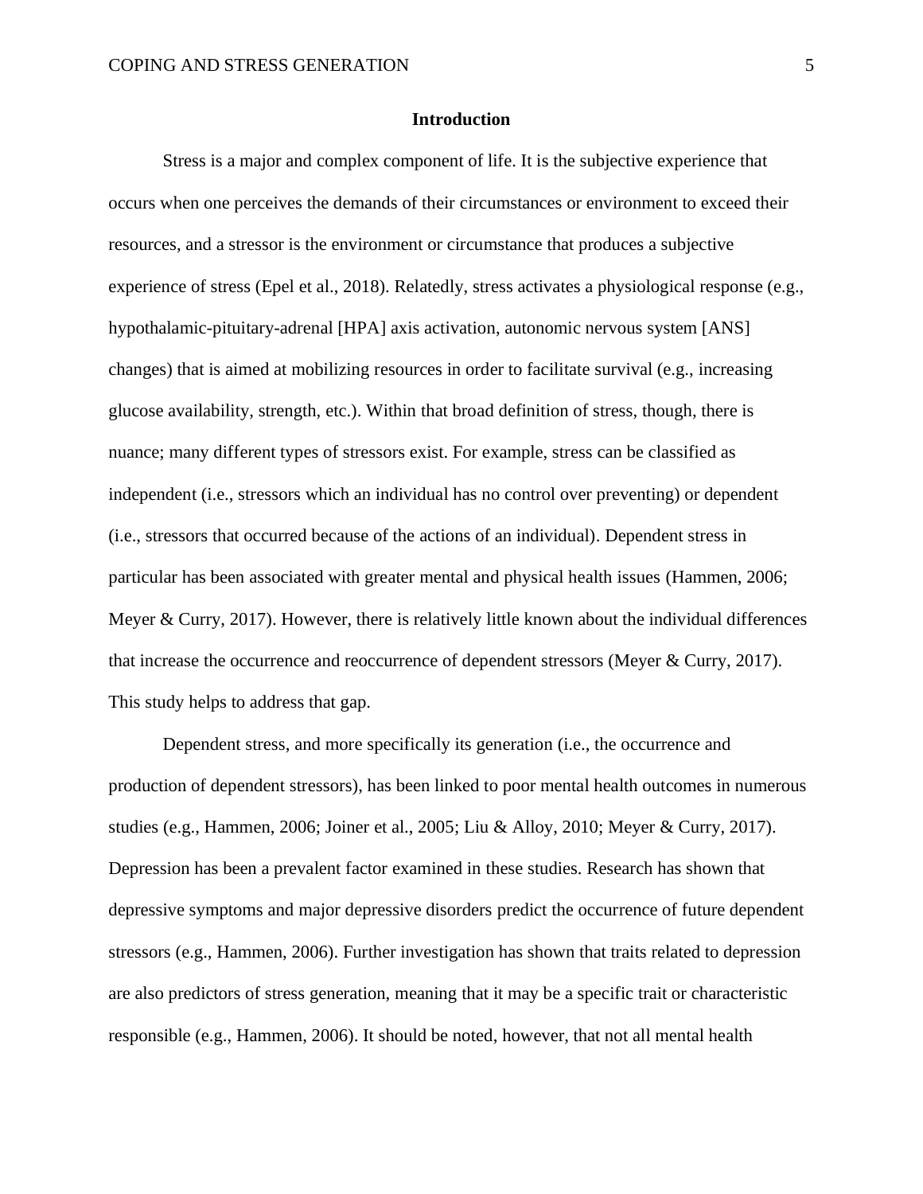## Introduction

Stress is a major and complex component of life. It is the subjective experience that occurs when one perceives the demands of their circumstances or environment to exceed their resources, and a stressor is the environment or circumstance that produces a subjective experience of stress (Epel et al., 2018). Relatedly, stress activates a physiological response (e.g., hypothalamic-pituitary-adrenal [HPA] axis activation, autonomic nervous system [ANS] changes) that is aimed at mobilizing resources in order to facilitate survival (e.g., increasing glucose availability, strength, etc.). Within that broad definition of stress, though, there is nuance; many different types of stressors exist. For example, stress can be classified as independent (i.e., stressors which an individual has no control over preventing) or dependent (i.e., stressors that occurred because of the actions of an individual). Dependent stress in particular has been associated with greater mental and physical health issues (Hammen, 2006; Meyer & Curry, 2017). However, there is relatively little known about the individual differences that increase the occurrence and reoccurrence of dependent stressors (Meyer & Curry, 2017). This study helps to address that gap.

Dependent stress, and more specifically its generation (i.e., the occurrence and production of dependent stressors), has been linked to poor mental health outcomes in numerous studies (e.g., Hammen, 2006; Joiner et al., 2005; Liu & Alloy, 2010; Meyer & Curry, 2017). Depression has been a prevalent factor examined in these studies. Research has shown that depressive symptoms and major depressive disorders predict the occurrence of future dependent stressors (e.g., Hammen, 2006). Further investigation has shown that traits related to depression are also predictors of stress generation, meaning that it may be a specific trait or characteristic responsible (e.g., Hammen, 2006). It should be noted, however, that not all mental health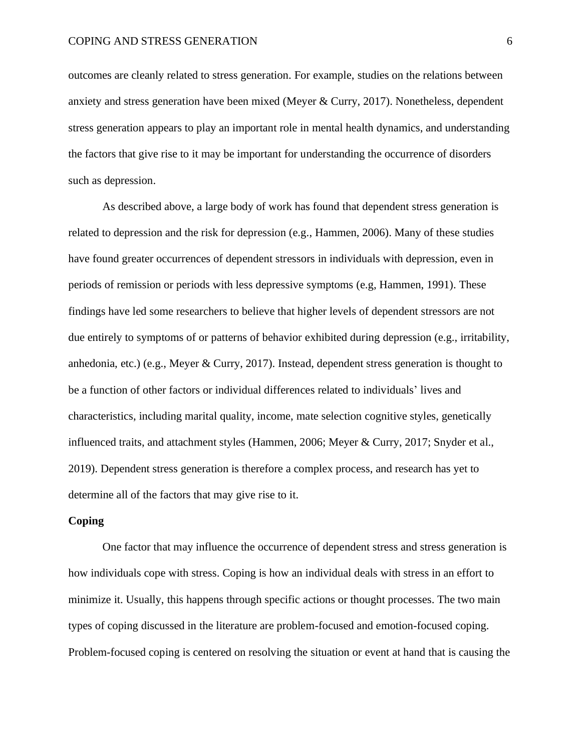outcomes are cleanly related to stress generation. For example, studies on the relations between anxiety and stress generation have been mixed (Meyer & Curry, 2017). Nonetheless, dependent stress generation appears to play an important role in mental health dynamics, and understanding the factors that give rise to it may be important for understanding the occurrence of disorders such as depression.

As described above, a large body of work has found that dependent stress generation is related to depression and the risk for depression (e.g., Hammen, 2006). Many of these studies have found greater occurrences of dependent stressors in individuals with depression, even in periods of remission or periods with less depressive symptoms (e.g, Hammen, 1991). These findings have led some researchers to believe that higher levels of dependent stressors are not due entirely to symptoms of or patterns of behavior exhibited during depression (e.g., irritability, anhedonia, etc.) (e.g., Meyer & Curry, 2017). Instead, dependent stress generation is thought to be a function of other factors or individual differences related to individuals' lives and characteristics, including marital quality, income, mate selection cognitive styles, genetically influenced traits, and attachment styles (Hammen, 2006; Meyer & Curry, 2017; Snyder et al., 2019). Dependent stress generation is therefore a complex process, and research has yet to determine all of the factors that may give rise to it.

## Coping

One factor that may influence the occurrence of dependent stress and stress generation is how individuals cope with stress. Coping is how an individual deals with stress in an effort to minimize it. Usually, this happens through specific actions or thought processes. The two main types of coping discussed in the literature are problem-focused and emotion-focused coping. Problem-focused coping is centered on resolving the situation or event at hand that is causing the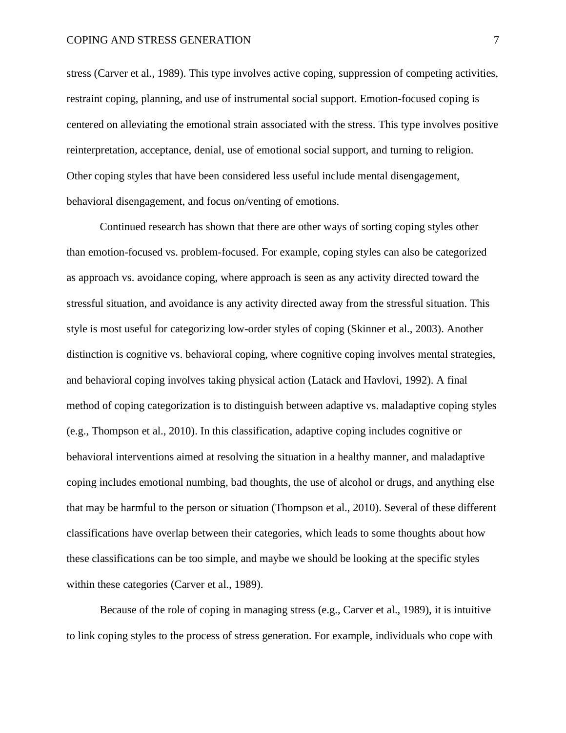stress (Carver et al., 1989). This type involves active coping, suppression of competing activities, restraint coping, planning, and use of instrumental social support. Emotion-focused coping is centered on alleviating the emotional strain associated with the stress. This type involves positive reinterpretation, acceptance, denial, use of emotional social support, and turning to religion. Other coping styles that have been considered less useful include mental disengagement, behavioral disengagement, and focus on/venting of emotions.

Continued research has shown that there are other ways of sorting coping styles other than emotion-focused vs. problem-focused. For example, coping styles can also be categorized as approach vs. avoidance coping, where approach is seen as any activity directed toward the stressful situation, and avoidance is any activity directed away from the stressful situation. This style is most useful for categorizing low-order styles of coping (Skinner et al., 2003). Another distinction is cognitive vs. behavioral coping, where cognitive coping involves mental strategies, and behavioral coping involves taking physical action (Latack and Havlovi, 1992). A final method of coping categorization is to distinguish between adaptive vs. maladaptive coping styles (e.g., Thompson et al., 2010). In this classification, adaptive coping includes cognitive or behavioral interventions aimed at resolving the situation in a healthy manner, and maladaptive coping includes emotional numbing, bad thoughts, the use of alcohol or drugs, and anything else that may be harmful to the person or situation (Thompson et al., 2010). Several of these different classifications have overlap between their categories, which leads to some thoughts about how these classifications can be too simple, and maybe we should be looking at the specific styles within these categories (Carver et al., 1989).

Because of the role of coping in managing stress (e.g., Carver et al., 1989), it is intuitive to link coping styles to the process of stress generation. For example, individuals who cope with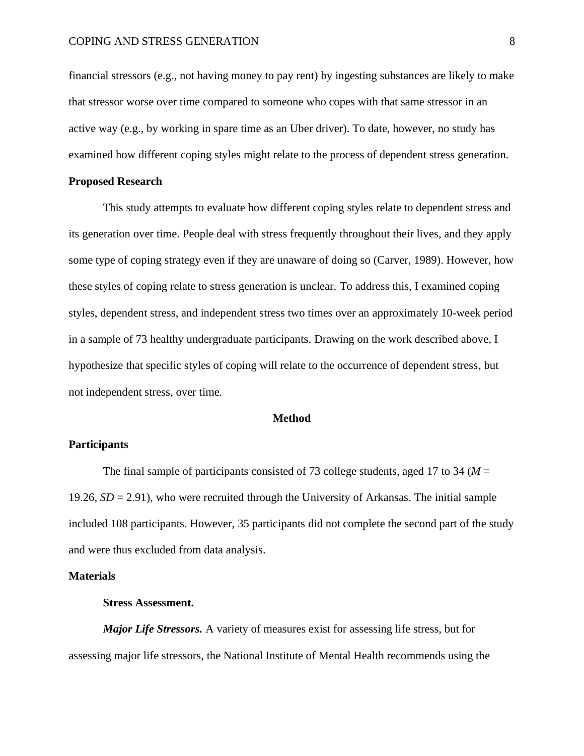financial stressors (e.g., not having money to pay rent) by ingesting substances are likely to make that stressor worse over time compared to someone who copes with that same stressor in an active way (e.g., by working in spare time as an Uber driver). To date, however, no study has examined how different coping styles might relate to the process of dependent stress generation.

### Proposed Research

This study attempts to evaluate how different coping styles relate to dependent stress and its generation over time. People deal with stress frequently throughout their lives, and they apply some type of coping strategy even if they are unaware of doing so (Carver, 1989). However, how these styles of coping relate to stress generation is unclear. To address this, I examined coping styles, dependent stress, and independent stress two times over an approximately 10-week period in a sample of 73 healthy undergraduate participants. Drawing on the work described above, I hypothesize that specific styles of coping will relate to the occurrence of dependent stress, but not independent stress, over time.

## Method

### Participants

The final sample of participants consisted of 73 college students, aged 17 to 34 ($M$ = 19.26, $SD$ = 2.91), who were recruited through the University of Arkansas. The initial sample included 108 participants. However, 35 participants did not complete the second part of the study and were thus excluded from data analysis.

### Materials

#### Stress Assessment.

***Major Life Stressors.*** A variety of measures exist for assessing life stress, but for assessing major life stressors, the National Institute of Mental Health recommends using the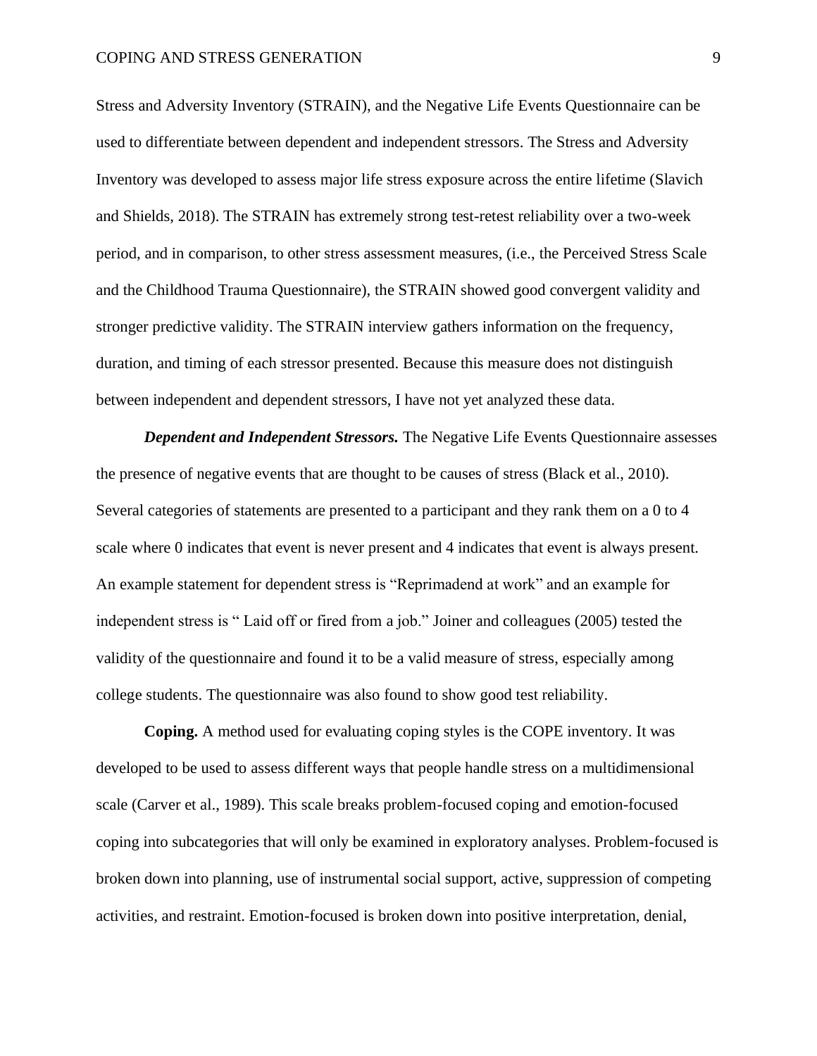Stress and Adversity Inventory (STRAIN), and the Negative Life Events Questionnaire can be used to differentiate between dependent and independent stressors. The Stress and Adversity Inventory was developed to assess major life stress exposure across the entire lifetime (Slavich and Shields, 2018). The STRAIN has extremely strong test-retest reliability over a two-week period, and in comparison, to other stress assessment measures, (i.e., the Perceived Stress Scale and the Childhood Trauma Questionnaire), the STRAIN showed good convergent validity and stronger predictive validity. The STRAIN interview gathers information on the frequency, duration, and timing of each stressor presented. Because this measure does not distinguish between independent and dependent stressors, I have not yet analyzed these data.

***Dependent and Independent Stressors.*** The Negative Life Events Questionnaire assesses the presence of negative events that are thought to be causes of stress (Black et al., 2010). Several categories of statements are presented to a participant and they rank them on a 0 to 4 scale where 0 indicates that event is never present and 4 indicates that event is always present. An example statement for dependent stress is "Reprimadend at work" and an example for independent stress is " Laid off or fired from a job." Joiner and colleagues (2005) tested the validity of the questionnaire and found it to be a valid measure of stress, especially among college students. The questionnaire was also found to show good test reliability.

**Coping.** A method used for evaluating coping styles is the COPE inventory. It was developed to be used to assess different ways that people handle stress on a multidimensional scale (Carver et al., 1989). This scale breaks problem-focused coping and emotion-focused coping into subcategories that will only be examined in exploratory analyses. Problem-focused is broken down into planning, use of instrumental social support, active, suppression of competing activities, and restraint. Emotion-focused is broken down into positive interpretation, denial,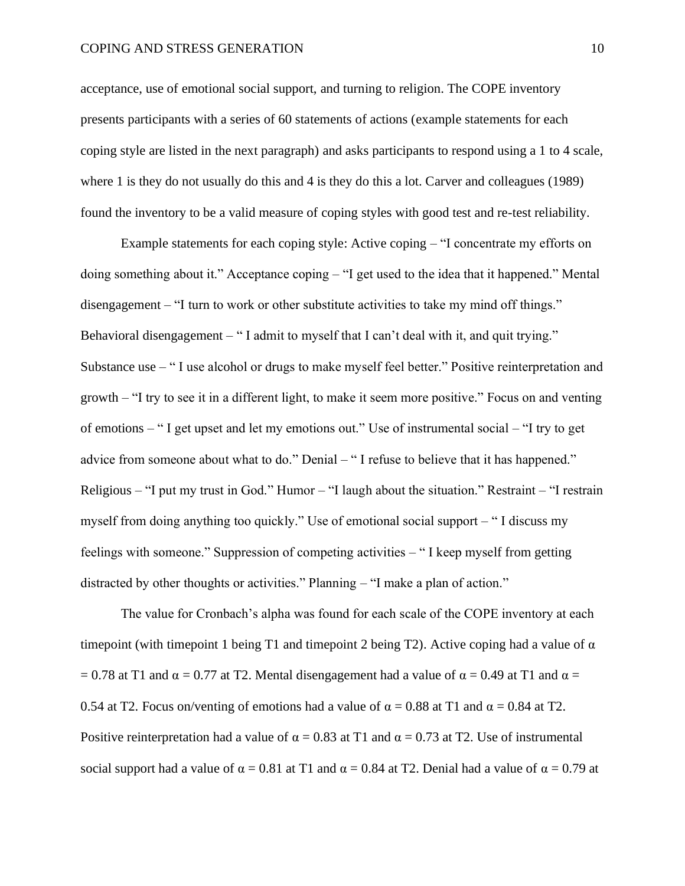acceptance, use of emotional social support, and turning to religion. The COPE inventory presents participants with a series of 60 statements of actions (example statements for each coping style are listed in the next paragraph) and asks participants to respond using a 1 to 4 scale, where 1 is they do not usually do this and 4 is they do this a lot. Carver and colleagues (1989) found the inventory to be a valid measure of coping styles with good test and re-test reliability.

Example statements for each coping style: Active coping – "I concentrate my efforts on doing something about it." Acceptance coping – "I get used to the idea that it happened." Mental disengagement – "I turn to work or other substitute activities to take my mind off things." Behavioral disengagement – " I admit to myself that I can't deal with it, and quit trying." Substance use – " I use alcohol or drugs to make myself feel better." Positive reinterpretation and growth – "I try to see it in a different light, to make it seem more positive." Focus on and venting of emotions – " I get upset and let my emotions out." Use of instrumental social – "I try to get advice from someone about what to do." Denial – " I refuse to believe that it has happened." Religious – "I put my trust in God." Humor – "I laugh about the situation." Restraint – "I restrain myself from doing anything too quickly." Use of emotional social support – " I discuss my feelings with someone." Suppression of competing activities – " I keep myself from getting distracted by other thoughts or activities." Planning – "I make a plan of action."

The value for Cronbach's alpha was found for each scale of the COPE inventory at each timepoint (with timepoint 1 being T1 and timepoint 2 being T2). Active coping had a value of $\alpha = 0.78$ at T1 and $\alpha = 0.77$ at T2. Mental disengagement had a value of $\alpha = 0.49$ at T1 and $\alpha = 0.54$ at T2. Focus on/venting of emotions had a value of $\alpha = 0.88$ at T1 and $\alpha = 0.84$ at T2. Positive reinterpretation had a value of $\alpha = 0.83$ at T1 and $\alpha = 0.73$ at T2. Use of instrumental social support had a value of $\alpha = 0.81$ at T1 and $\alpha = 0.84$ at T2. Denial had a value of $\alpha = 0.79$ at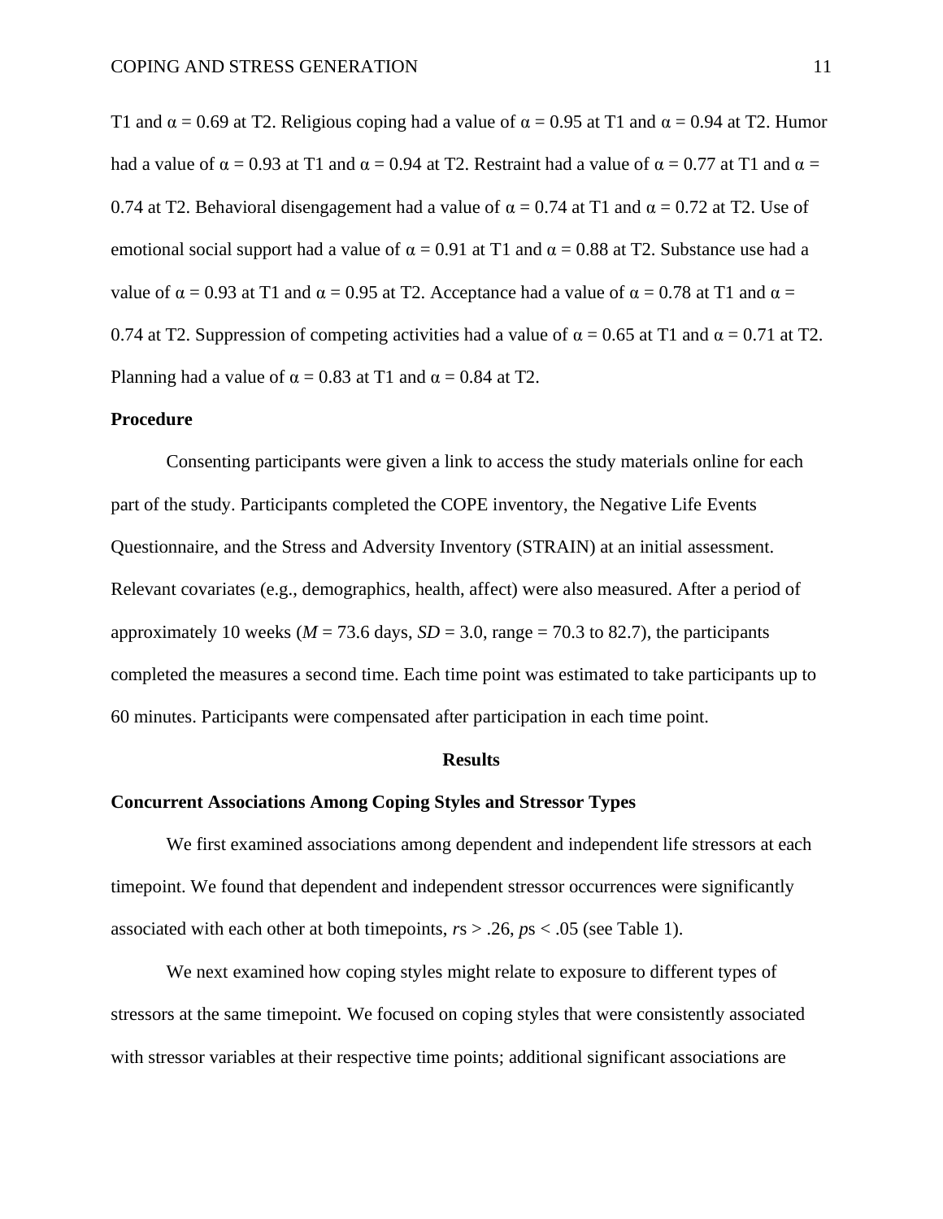T1 and α = 0.69 at T2. Religious coping had a value of α = 0.95 at T1 and α = 0.94 at T2. Humor had a value of α = 0.93 at T1 and α = 0.94 at T2. Restraint had a value of α = 0.77 at T1 and α = 0.74 at T2. Behavioral disengagement had a value of α = 0.74 at T1 and α = 0.72 at T2. Use of emotional social support had a value of α = 0.91 at T1 and α = 0.88 at T2. Substance use had a value of α = 0.93 at T1 and α = 0.95 at T2. Acceptance had a value of α = 0.78 at T1 and α = 0.74 at T2. Suppression of competing activities had a value of α = 0.65 at T1 and α = 0.71 at T2. Planning had a value of α = 0.83 at T1 and α = 0.84 at T2.

## Procedure

Consenting participants were given a link to access the study materials online for each part of the study. Participants completed the COPE inventory, the Negative Life Events Questionnaire, and the Stress and Adversity Inventory (STRAIN) at an initial assessment. Relevant covariates (e.g., demographics, health, affect) were also measured. After a period of approximately 10 weeks ($M$ = 73.6 days, $SD$ = 3.0, range = 70.3 to 82.7), the participants completed the measures a second time. Each time point was estimated to take participants up to 60 minutes. Participants were compensated after participation in each time point.

# Results

## Concurrent Associations Among Coping Styles and Stressor Types

We first examined associations among dependent and independent life stressors at each timepoint. We found that dependent and independent stressor occurrences were significantly associated with each other at both timepoints, $r$s > .26, $p$s < .05 (see Table 1).

We next examined how coping styles might relate to exposure to different types of stressors at the same timepoint. We focused on coping styles that were consistently associated with stressor variables at their respective time points; additional significant associations are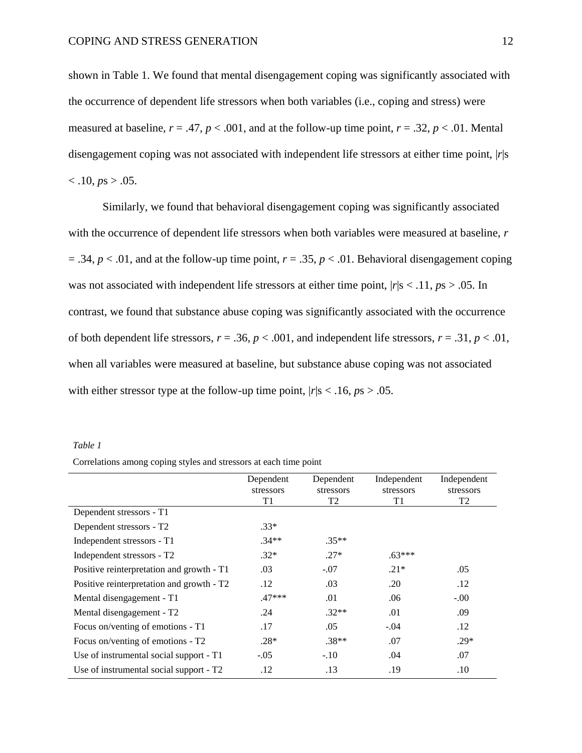shown in Table 1. We found that mental disengagement coping was significantly associated with the occurrence of dependent life stressors when both variables (i.e., coping and stress) were measured at baseline, $r = .47$, $p < .001$, and at the follow-up time point, $r = .32$, $p < .01$. Mental disengagement coping was not associated with independent life stressors at either time point, $|r|$s $< .10$, $p$s $> .05$.

Similarly, we found that behavioral disengagement coping was significantly associated with the occurrence of dependent life stressors when both variables were measured at baseline, $r = .34$, $p < .01$, and at the follow-up time point, $r = .35$, $p < .01$. Behavioral disengagement coping was not associated with independent life stressors at either time point, $|r|$s $< .11$, $p$s $> .05$. In contrast, we found that substance abuse coping was significantly associated with the occurrence of both dependent life stressors, $r = .36$, $p < .001$, and independent life stressors, $r = .31$, $p < .01$, when all variables were measured at baseline, but substance abuse coping was not associated with either stressor type at the follow-up time point, $|r|$s $< .16$, $p$s $> .05$.

*Table 1*

Correlations among coping styles and stressors at each time point

| | Dependent stressors T1 | Dependent stressors T2 | Independent stressors T1 | Independent stressors T2 |
|---|---|---|---|---|
| Dependent stressors - T1 | | | | |
| Dependent stressors - T2 | .33* | | | |
| Independent stressors - T1 | .34** | .35** | | |
| Independent stressors - T2 | .32* | .27* | .63*** | |
| Positive reinterpretation and growth - T1 | .03 | -.07 | .21* | .05 |
| Positive reinterpretation and growth - T2 | .12 | .03 | .20 | .12 |
| Mental disengagement - T1 | .47*** | .01 | .06 | -.00 |
| Mental disengagement - T2 | .24 | .32** | .01 | .09 |
| Focus on/venting of emotions - T1 | .17 | .05 | -.04 | .12 |
| Focus on/venting of emotions - T2 | .28* | .38** | .07 | .29* |
| Use of instrumental social support - T1 | -.05 | -.10 | .04 | .07 |
| Use of instrumental social support - T2 | .12 | .13 | .19 | .10 |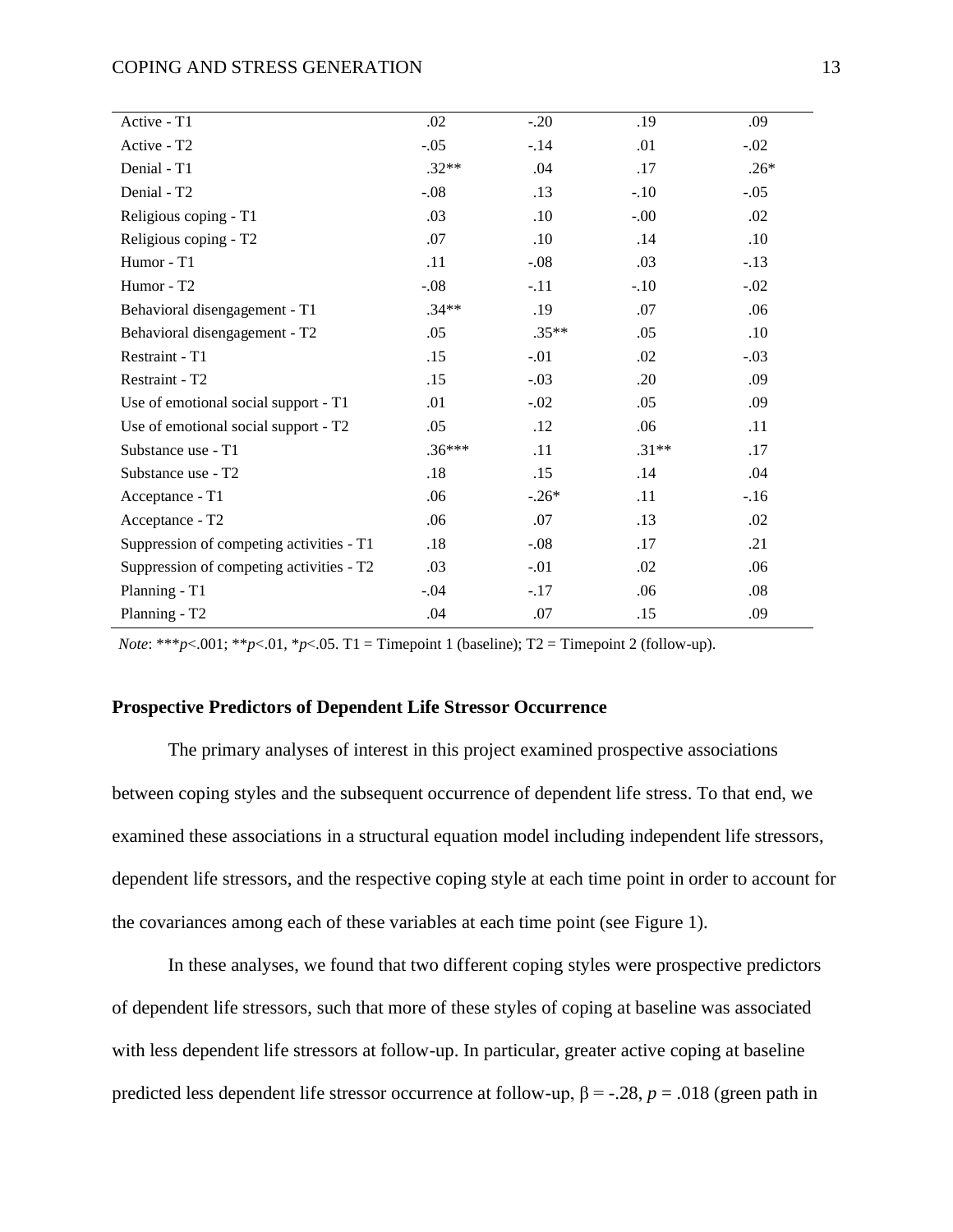| | | | | |
|---|---|---|---|---|
| Active - T1 | .02 | -.20 | .19 | .09 |
| Active - T2 | -.05 | -.14 | .01 | -.02 |
| Denial - T1 | .32** | .04 | .17 | .26* |
| Denial - T2 | -.08 | .13 | -.10 | -.05 |
| Religious coping - T1 | .03 | .10 | -.00 | .02 |
| Religious coping - T2 | .07 | .10 | .14 | .10 |
| Humor - T1 | .11 | -.08 | .03 | -.13 |
| Humor - T2 | -.08 | -.11 | -.10 | -.02 |
| Behavioral disengagement - T1 | .34** | .19 | .07 | .06 |
| Behavioral disengagement - T2 | .05 | .35** | .05 | .10 |
| Restraint - T1 | .15 | -.01 | .02 | -.03 |
| Restraint - T2 | .15 | -.03 | .20 | .09 |
| Use of emotional social support - T1 | .01 | -.02 | .05 | .09 |
| Use of emotional social support - T2 | .05 | .12 | .06 | .11 |
| Substance use - T1 | .36*** | .11 | .31** | .17 |
| Substance use - T2 | .18 | .15 | .14 | .04 |
| Acceptance - T1 | .06 | -.26* | .11 | -.16 |
| Acceptance - T2 | .06 | .07 | .13 | .02 |
| Suppression of competing activities - T1 | .18 | -.08 | .17 | .21 |
| Suppression of competing activities - T2 | .03 | -.01 | .02 | .06 |
| Planning - T1 | -.04 | -.17 | .06 | .08 |
| Planning - T2 | .04 | .07 | .15 | .09 |

*Note*: *** $p<.001$; ** $p<.01$, * $p<.05$. T1 = Timepoint 1 (baseline); T2 = Timepoint 2 (follow-up).

**Prospective Predictors of Dependent Life Stressor Occurrence**

The primary analyses of interest in this project examined prospective associations between coping styles and the subsequent occurrence of dependent life stress. To that end, we examined these associations in a structural equation model including independent life stressors, dependent life stressors, and the respective coping style at each time point in order to account for the covariances among each of these variables at each time point (see Figure 1).

In these analyses, we found that two different coping styles were prospective predictors of dependent life stressors, such that more of these styles of coping at baseline was associated with less dependent life stressors at follow-up. In particular, greater active coping at baseline predicted less dependent life stressor occurrence at follow-up, $\beta = -.28$, $p = .018$ (green path in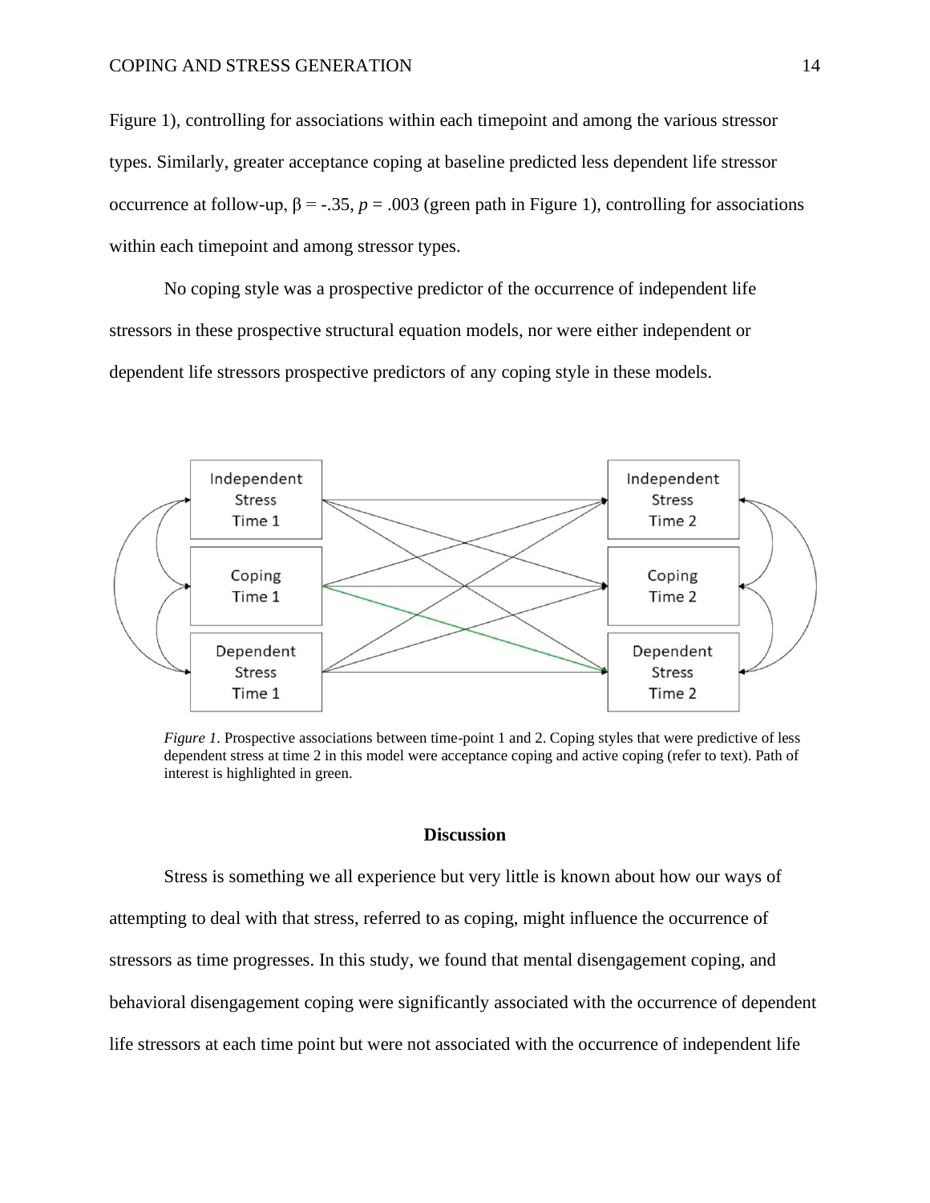Figure 1), controlling for associations within each timepoint and among the various stressor types. Similarly, greater acceptance coping at baseline predicted less dependent life stressor occurrence at follow-up, $\beta = -.35$, $p = .003$ (green path in Figure 1), controlling for associations within each timepoint and among stressor types.

No coping style was a prospective predictor of the occurrence of independent life stressors in these prospective structural equation models, nor were either independent or dependent life stressors prospective predictors of any coping style in these models.

*Figure 1*. Prospective associations between time-point 1 and 2. Coping styles that were predictive of less dependent stress at time 2 in this model were acceptance coping and active coping (refer to text). Path of interest is highlighted in green.

## Discussion

Stress is something we all experience but very little is known about how our ways of attempting to deal with that stress, referred to as coping, might influence the occurrence of stressors as time progresses. In this study, we found that mental disengagement coping, and behavioral disengagement coping were significantly associated with the occurrence of dependent life stressors at each time point but were not associated with the occurrence of independent life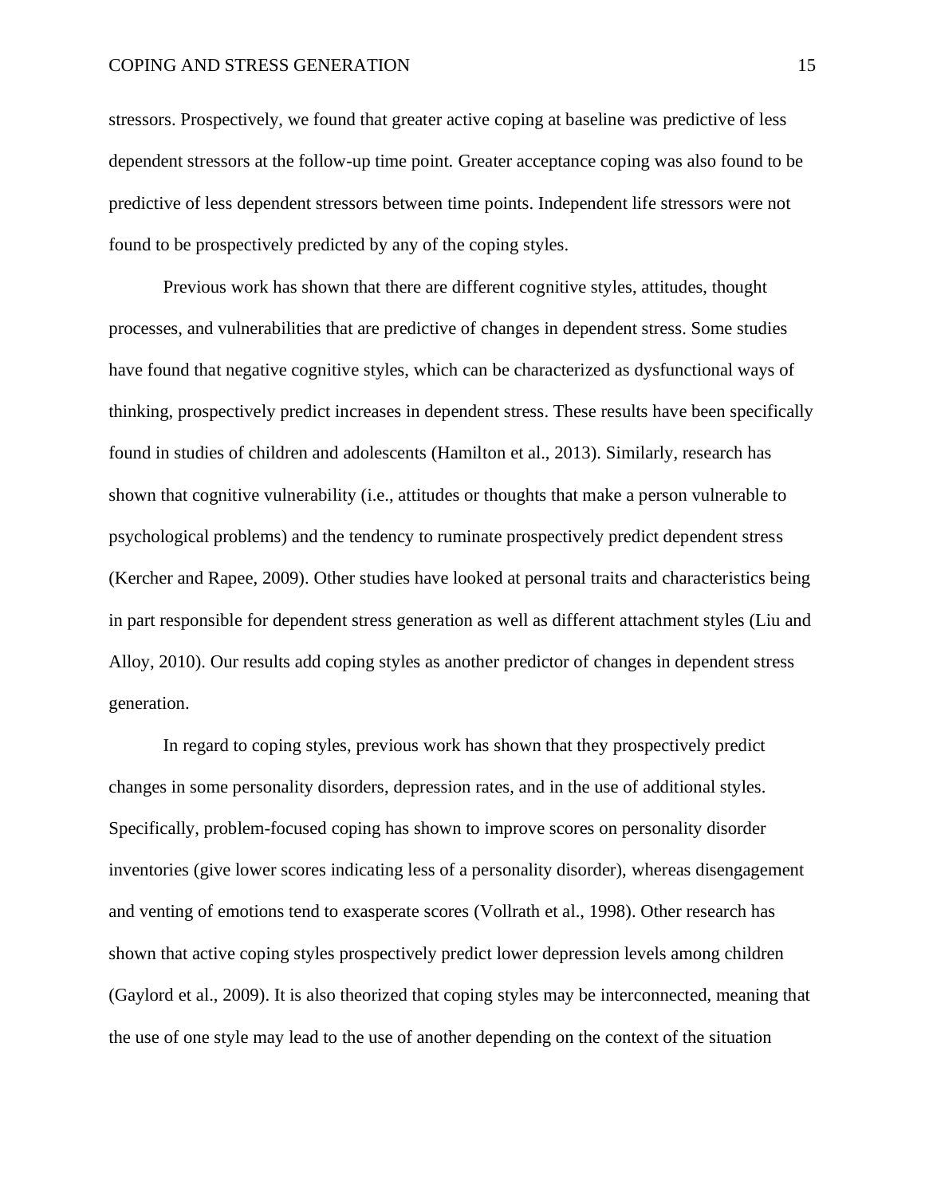stressors. Prospectively, we found that greater active coping at baseline was predictive of less dependent stressors at the follow-up time point. Greater acceptance coping was also found to be predictive of less dependent stressors between time points. Independent life stressors were not found to be prospectively predicted by any of the coping styles.

Previous work has shown that there are different cognitive styles, attitudes, thought processes, and vulnerabilities that are predictive of changes in dependent stress. Some studies have found that negative cognitive styles, which can be characterized as dysfunctional ways of thinking, prospectively predict increases in dependent stress. These results have been specifically found in studies of children and adolescents (Hamilton et al., 2013). Similarly, research has shown that cognitive vulnerability (i.e., attitudes or thoughts that make a person vulnerable to psychological problems) and the tendency to ruminate prospectively predict dependent stress (Kercher and Rapee, 2009). Other studies have looked at personal traits and characteristics being in part responsible for dependent stress generation as well as different attachment styles (Liu and Alloy, 2010). Our results add coping styles as another predictor of changes in dependent stress generation.

In regard to coping styles, previous work has shown that they prospectively predict changes in some personality disorders, depression rates, and in the use of additional styles. Specifically, problem-focused coping has shown to improve scores on personality disorder inventories (give lower scores indicating less of a personality disorder), whereas disengagement and venting of emotions tend to exasperate scores (Vollrath et al., 1998). Other research has shown that active coping styles prospectively predict lower depression levels among children (Gaylord et al., 2009). It is also theorized that coping styles may be interconnected, meaning that the use of one style may lead to the use of another depending on the context of the situation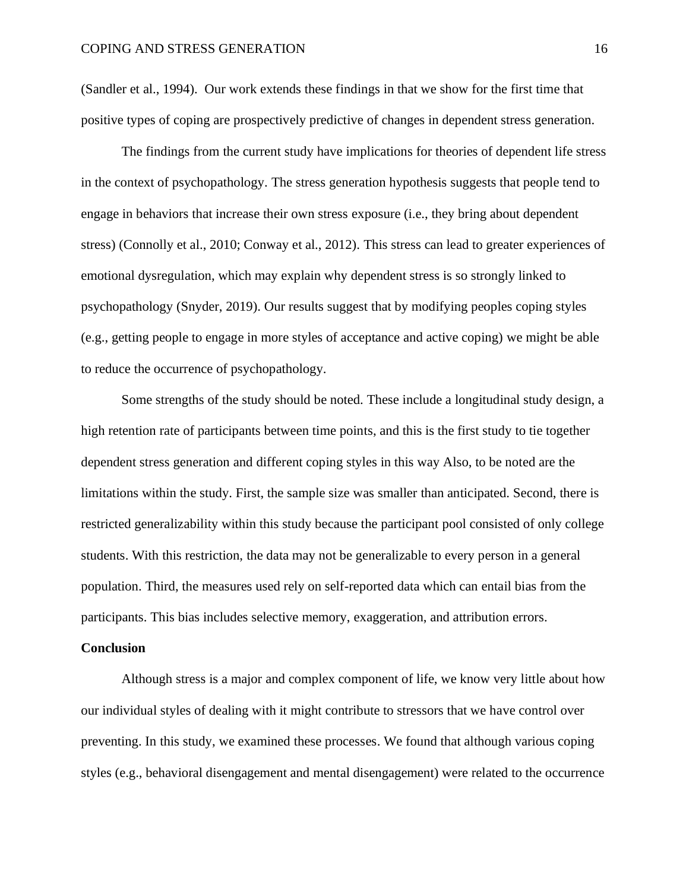(Sandler et al., 1994). Our work extends these findings in that we show for the first time that positive types of coping are prospectively predictive of changes in dependent stress generation.

The findings from the current study have implications for theories of dependent life stress in the context of psychopathology. The stress generation hypothesis suggests that people tend to engage in behaviors that increase their own stress exposure (i.e., they bring about dependent stress) (Connolly et al., 2010; Conway et al., 2012). This stress can lead to greater experiences of emotional dysregulation, which may explain why dependent stress is so strongly linked to psychopathology (Snyder, 2019). Our results suggest that by modifying peoples coping styles (e.g., getting people to engage in more styles of acceptance and active coping) we might be able to reduce the occurrence of psychopathology.

Some strengths of the study should be noted. These include a longitudinal study design, a high retention rate of participants between time points, and this is the first study to tie together dependent stress generation and different coping styles in this way Also, to be noted are the limitations within the study. First, the sample size was smaller than anticipated. Second, there is restricted generalizability within this study because the participant pool consisted of only college students. With this restriction, the data may not be generalizable to every person in a general population. Third, the measures used rely on self-reported data which can entail bias from the participants. This bias includes selective memory, exaggeration, and attribution errors.

## Conclusion

Although stress is a major and complex component of life, we know very little about how our individual styles of dealing with it might contribute to stressors that we have control over preventing. In this study, we examined these processes. We found that although various coping styles (e.g., behavioral disengagement and mental disengagement) were related to the occurrence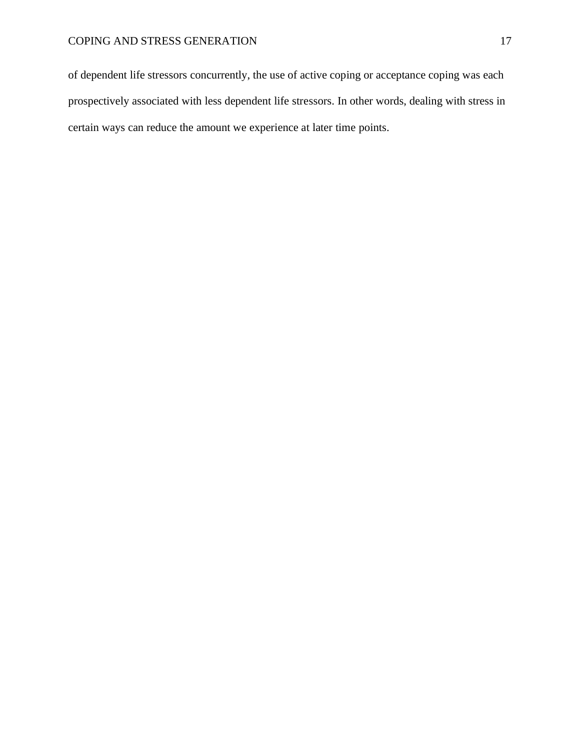of dependent life stressors concurrently, the use of active coping or acceptance coping was each prospectively associated with less dependent life stressors. In other words, dealing with stress in certain ways can reduce the amount we experience at later time points.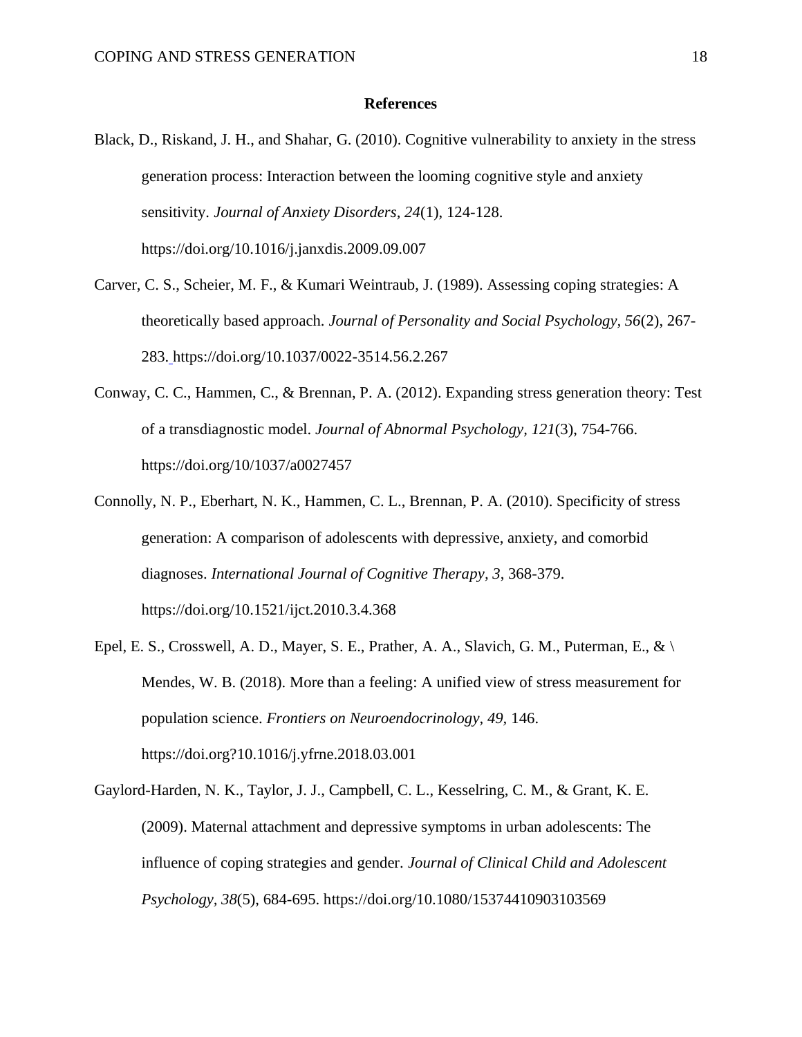**References**

Black, D., Riskand, J. H., and Shahar, G. (2010). Cognitive vulnerability to anxiety in the stress generation process: Interaction between the looming cognitive style and anxiety sensitivity. *Journal of Anxiety Disorders, 24*(1), 124-128. https://doi.org/10.1016/j.janxdis.2009.09.007

Carver, C. S., Scheier, M. F., & Kumari Weintraub, J. (1989). Assessing coping strategies: A theoretically based approach. *Journal of Personality and Social Psychology, 56*(2), 267-283. https://doi.org/10.1037/0022-3514.56.2.267

Conway, C. C., Hammen, C., & Brennan, P. A. (2012). Expanding stress generation theory: Test of a transdiagnostic model. *Journal of Abnormal Psychology, 121*(3), 754-766. https://doi.org/10/1037/a0027457

Connolly, N. P., Eberhart, N. K., Hammen, C. L., Brennan, P. A. (2010). Specificity of stress generation: A comparison of adolescents with depressive, anxiety, and comorbid diagnoses. *International Journal of Cognitive Therapy, 3*, 368-379. https://doi.org/10.1521/ijct.2010.3.4.368

Epel, E. S., Crosswell, A. D., Mayer, S. E., Prather, A. A., Slavich, G. M., Puterman, E., & \ Mendes, W. B. (2018). More than a feeling: A unified view of stress measurement for population science. *Frontiers on Neuroendocrinology, 49*, 146. https://doi.org?10.1016/j.yfrne.2018.03.001

Gaylord-Harden, N. K., Taylor, J. J., Campbell, C. L., Kesselring, C. M., & Grant, K. E. (2009). Maternal attachment and depressive symptoms in urban adolescents: The influence of coping strategies and gender. *Journal of Clinical Child and Adolescent Psychology, 38*(5), 684-695. https://doi.org/10.1080/15374410903103569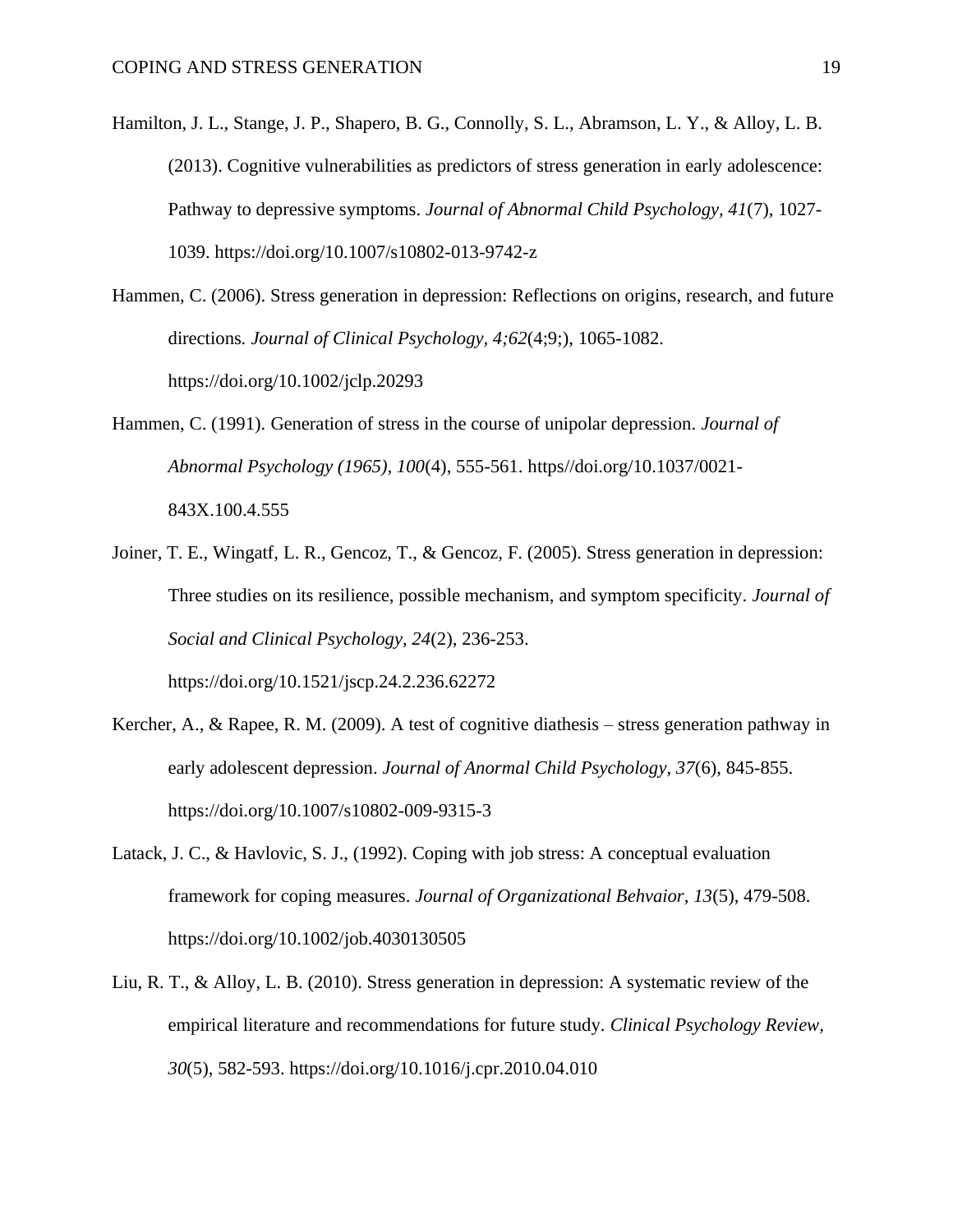Hamilton, J. L., Stange, J. P., Shapero, B. G., Connolly, S. L., Abramson, L. Y., & Alloy, L. B. (2013). Cognitive vulnerabilities as predictors of stress generation in early adolescence: Pathway to depressive symptoms. *Journal of Abnormal Child Psychology, 41*(7), 1027-1039. https://doi.org/10.1007/s10802-013-9742-z

Hammen, C. (2006). Stress generation in depression: Reflections on origins, research, and future directions. *Journal of Clinical Psychology, 4;62*(4;9;), 1065-1082. https://doi.org/10.1002/jclp.20293

Hammen, C. (1991). Generation of stress in the course of unipolar depression. *Journal of Abnormal Psychology (1965), 100*(4), 555-561. https//doi.org/10.1037/0021-843X.100.4.555

Joiner, T. E., Wingatf, L. R., Gencoz, T., & Gencoz, F. (2005). Stress generation in depression: Three studies on its resilience, possible mechanism, and symptom specificity. *Journal of Social and Clinical Psychology, 24*(2), 236-253. https://doi.org/10.1521/jscp.24.2.236.62272

Kercher, A., & Rapee, R. M. (2009). A test of cognitive diathesis – stress generation pathway in early adolescent depression. *Journal of Anormal Child Psychology, 37*(6), 845-855. https://doi.org/10.1007/s10802-009-9315-3

Latack, J. C., & Havlovic, S. J., (1992). Coping with job stress: A conceptual evaluation framework for coping measures. *Journal of Organizational Behvaior, 13*(5), 479-508. https://doi.org/10.1002/job.4030130505

Liu, R. T., & Alloy, L. B. (2010). Stress generation in depression: A systematic review of the empirical literature and recommendations for future study. *Clinical Psychology Review, 30*(5), 582-593. https://doi.org/10.1016/j.cpr.2010.04.010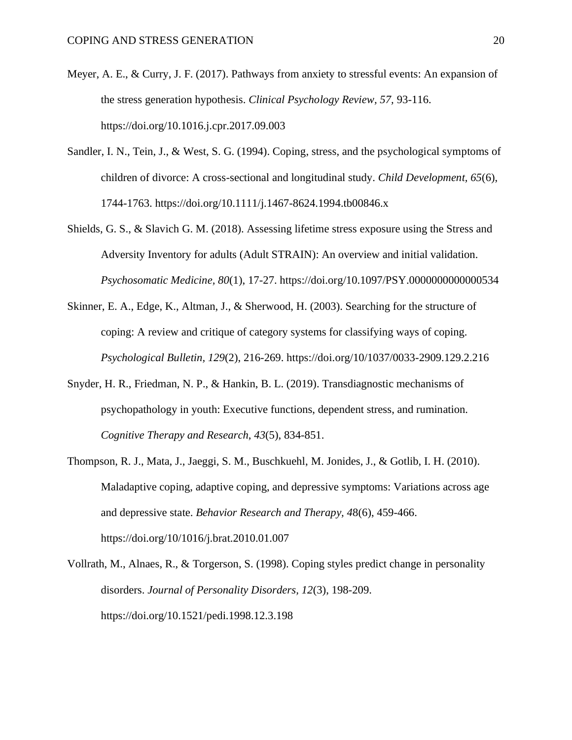Meyer, A. E., & Curry, J. F. (2017). Pathways from anxiety to stressful events: An expansion of the stress generation hypothesis. *Clinical Psychology Review, 57*, 93-116. https://doi.org/10.1016.j.cpr.2017.09.003

Sandler, I. N., Tein, J., & West, S. G. (1994). Coping, stress, and the psychological symptoms of children of divorce: A cross-sectional and longitudinal study. *Child Development, 65*(6), 1744-1763. https://doi.org/10.1111/j.1467-8624.1994.tb00846.x

Shields, G. S., & Slavich G. M. (2018). Assessing lifetime stress exposure using the Stress and Adversity Inventory for adults (Adult STRAIN): An overview and initial validation. *Psychosomatic Medicine, 80*(1), 17-27. https://doi.org/10.1097/PSY.0000000000000534

Skinner, E. A., Edge, K., Altman, J., & Sherwood, H. (2003). Searching for the structure of coping: A review and critique of category systems for classifying ways of coping. *Psychological Bulletin, 129*(2), 216-269. https://doi.org/10/1037/0033-2909.129.2.216

Snyder, H. R., Friedman, N. P., & Hankin, B. L. (2019). Transdiagnostic mechanisms of psychopathology in youth: Executive functions, dependent stress, and rumination. *Cognitive Therapy and Research, 43*(5), 834-851.

Thompson, R. J., Mata, J., Jaeggi, S. M., Buschkuehl, M. Jonides, J., & Gotlib, I. H. (2010). Maladaptive coping, adaptive coping, and depressive symptoms: Variations across age and depressive state. *Behavior Research and Therapy, 4*8(6), 459-466. https://doi.org/10/1016/j.brat.2010.01.007

Vollrath, M., Alnaes, R., & Torgerson, S. (1998). Coping styles predict change in personality disorders. *Journal of Personality Disorders, 12*(3), 198-209. https://doi.org/10.1521/pedi.1998.12.3.198